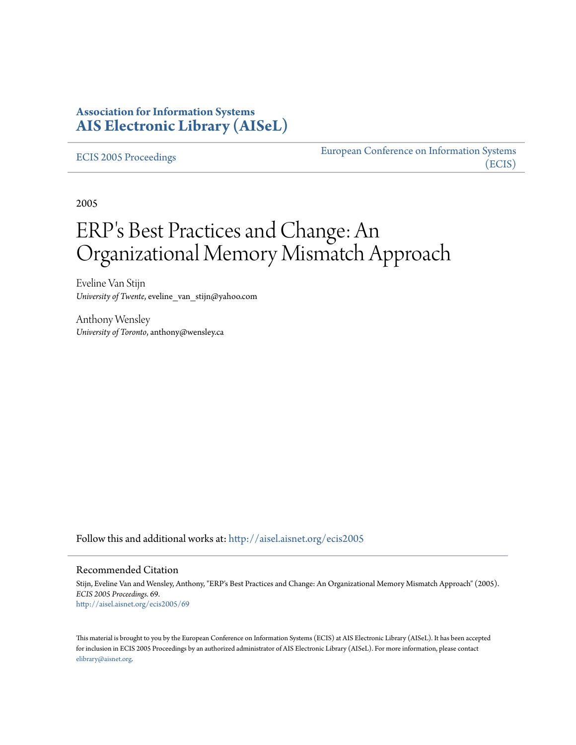**Association for Information Systems**
**AIS Electronic Library (AISeL)**

ECIS 2005 Proceedings

European Conference on Information Systems (ECIS)

2005

# ERP's Best Practices and Change: An Organizational Memory Mismatch Approach

Eveline Van Stijn
*University of Twente*, eveline_van_stijn@yahoo.com

Anthony Wensley
*University of Toronto*, anthony@wensley.ca

Follow this and additional works at: http://aisel.aisnet.org/ecis2005

## Recommended Citation

Stijn, Eveline Van and Wensley, Anthony, "ERP's Best Practices and Change: An Organizational Memory Mismatch Approach" (2005). *ECIS 2005 Proceedings*. 69.
http://aisel.aisnet.org/ecis2005/69

This material is brought to you by the European Conference on Information Systems (ECIS) at AIS Electronic Library (AISeL). It has been accepted for inclusion in ECIS 2005 Proceedings by an authorized administrator of AIS Electronic Library (AISeL). For more information, please contact elibrary@aisnet.org.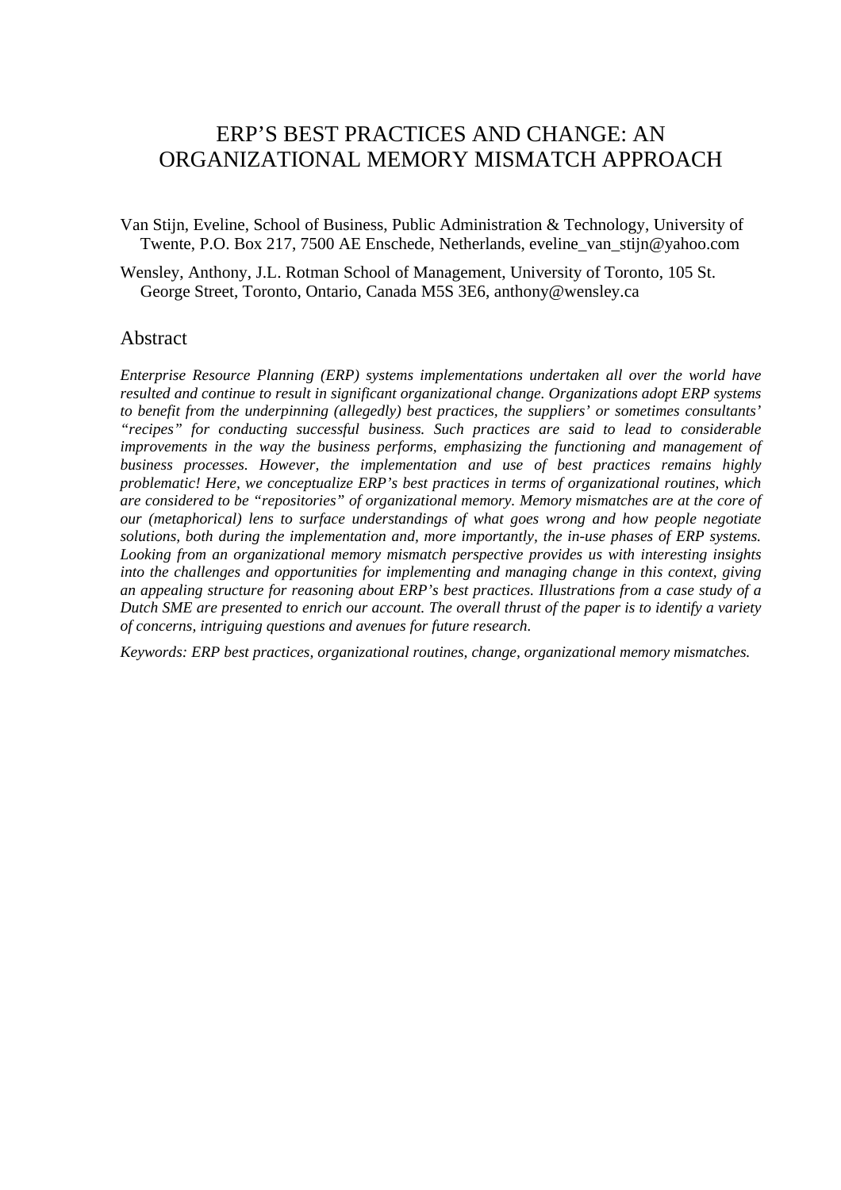# ERP'S BEST PRACTICES AND CHANGE: AN ORGANIZATIONAL MEMORY MISMATCH APPROACH

Van Stijn, Eveline, School of Business, Public Administration & Technology, University of Twente, P.O. Box 217, 7500 AE Enschede, Netherlands, eveline_van_stijn@yahoo.com

Wensley, Anthony, J.L. Rotman School of Management, University of Toronto, 105 St. George Street, Toronto, Ontario, Canada M5S 3E6, anthony@wensley.ca

## Abstract

*Enterprise Resource Planning (ERP) systems implementations undertaken all over the world have resulted and continue to result in significant organizational change. Organizations adopt ERP systems to benefit from the underpinning (allegedly) best practices, the suppliers' or sometimes consultants' "recipes" for conducting successful business. Such practices are said to lead to considerable improvements in the way the business performs, emphasizing the functioning and management of business processes. However, the implementation and use of best practices remains highly problematic! Here, we conceptualize ERP's best practices in terms of organizational routines, which are considered to be "repositories" of organizational memory. Memory mismatches are at the core of our (metaphorical) lens to surface understandings of what goes wrong and how people negotiate solutions, both during the implementation and, more importantly, the in-use phases of ERP systems. Looking from an organizational memory mismatch perspective provides us with interesting insights into the challenges and opportunities for implementing and managing change in this context, giving an appealing structure for reasoning about ERP's best practices. Illustrations from a case study of a Dutch SME are presented to enrich our account. The overall thrust of the paper is to identify a variety of concerns, intriguing questions and avenues for future research.*

*Keywords: ERP best practices, organizational routines, change, organizational memory mismatches.*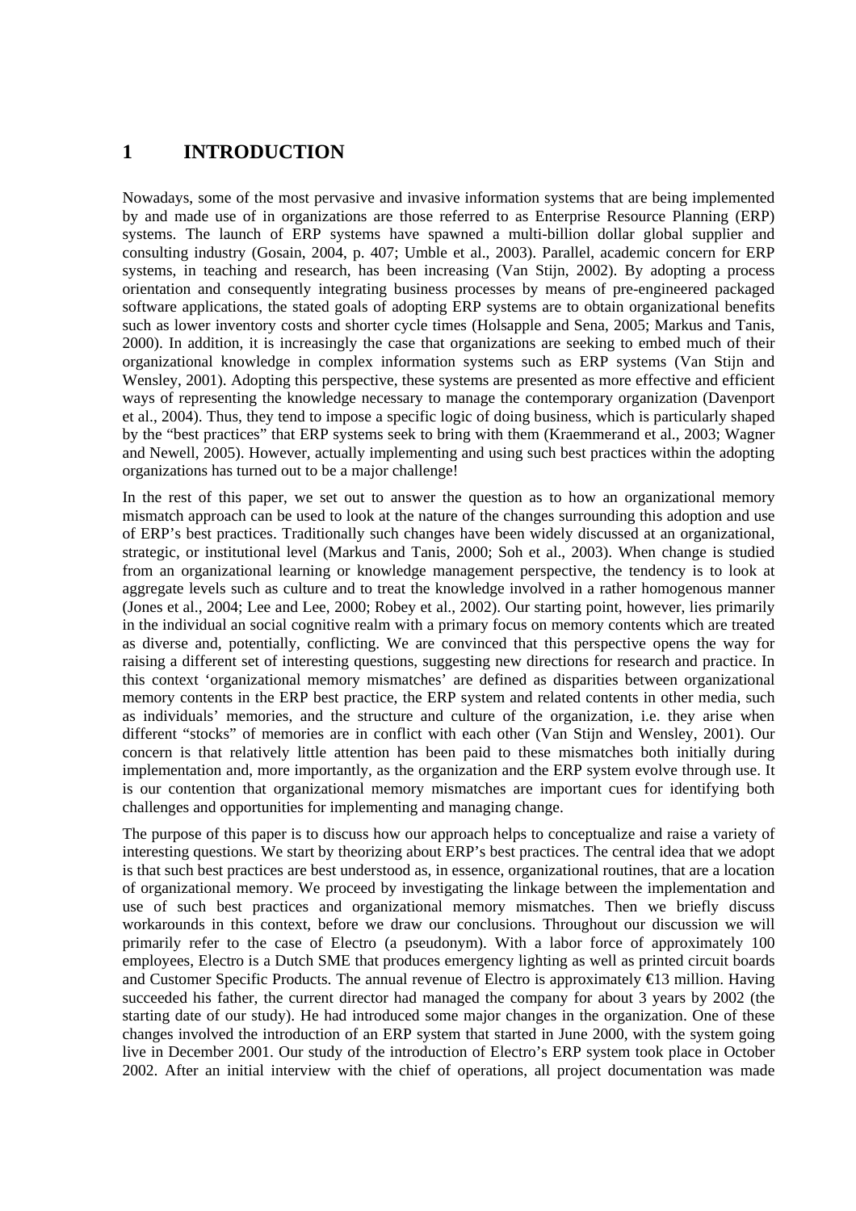# 1 INTRODUCTION

Nowadays, some of the most pervasive and invasive information systems that are being implemented by and made use of in organizations are those referred to as Enterprise Resource Planning (ERP) systems. The launch of ERP systems have spawned a multi-billion dollar global supplier and consulting industry (Gosain, 2004, p. 407; Umble et al., 2003). Parallel, academic concern for ERP systems, in teaching and research, has been increasing (Van Stijn, 2002). By adopting a process orientation and consequently integrating business processes by means of pre-engineered packaged software applications, the stated goals of adopting ERP systems are to obtain organizational benefits such as lower inventory costs and shorter cycle times (Holsapple and Sena, 2005; Markus and Tanis, 2000). In addition, it is increasingly the case that organizations are seeking to embed much of their organizational knowledge in complex information systems such as ERP systems (Van Stijn and Wensley, 2001). Adopting this perspective, these systems are presented as more effective and efficient ways of representing the knowledge necessary to manage the contemporary organization (Davenport et al., 2004). Thus, they tend to impose a specific logic of doing business, which is particularly shaped by the "best practices" that ERP systems seek to bring with them (Kraemmerand et al., 2003; Wagner and Newell, 2005). However, actually implementing and using such best practices within the adopting organizations has turned out to be a major challenge!

In the rest of this paper, we set out to answer the question as to how an organizational memory mismatch approach can be used to look at the nature of the changes surrounding this adoption and use of ERP's best practices. Traditionally such changes have been widely discussed at an organizational, strategic, or institutional level (Markus and Tanis, 2000; Soh et al., 2003). When change is studied from an organizational learning or knowledge management perspective, the tendency is to look at aggregate levels such as culture and to treat the knowledge involved in a rather homogenous manner (Jones et al., 2004; Lee and Lee, 2000; Robey et al., 2002). Our starting point, however, lies primarily in the individual an social cognitive realm with a primary focus on memory contents which are treated as diverse and, potentially, conflicting. We are convinced that this perspective opens the way for raising a different set of interesting questions, suggesting new directions for research and practice. In this context 'organizational memory mismatches' are defined as disparities between organizational memory contents in the ERP best practice, the ERP system and related contents in other media, such as individuals' memories, and the structure and culture of the organization, i.e. they arise when different "stocks" of memories are in conflict with each other (Van Stijn and Wensley, 2001). Our concern is that relatively little attention has been paid to these mismatches both initially during implementation and, more importantly, as the organization and the ERP system evolve through use. It is our contention that organizational memory mismatches are important cues for identifying both challenges and opportunities for implementing and managing change.

The purpose of this paper is to discuss how our approach helps to conceptualize and raise a variety of interesting questions. We start by theorizing about ERP's best practices. The central idea that we adopt is that such best practices are best understood as, in essence, organizational routines, that are a location of organizational memory. We proceed by investigating the linkage between the implementation and use of such best practices and organizational memory mismatches. Then we briefly discuss workarounds in this context, before we draw our conclusions. Throughout our discussion we will primarily refer to the case of Electro (a pseudonym). With a labor force of approximately 100 employees, Electro is a Dutch SME that produces emergency lighting as well as printed circuit boards and Customer Specific Products. The annual revenue of Electro is approximately €13 million. Having succeeded his father, the current director had managed the company for about 3 years by 2002 (the starting date of our study). He had introduced some major changes in the organization. One of these changes involved the introduction of an ERP system that started in June 2000, with the system going live in December 2001. Our study of the introduction of Electro's ERP system took place in October 2002. After an initial interview with the chief of operations, all project documentation was made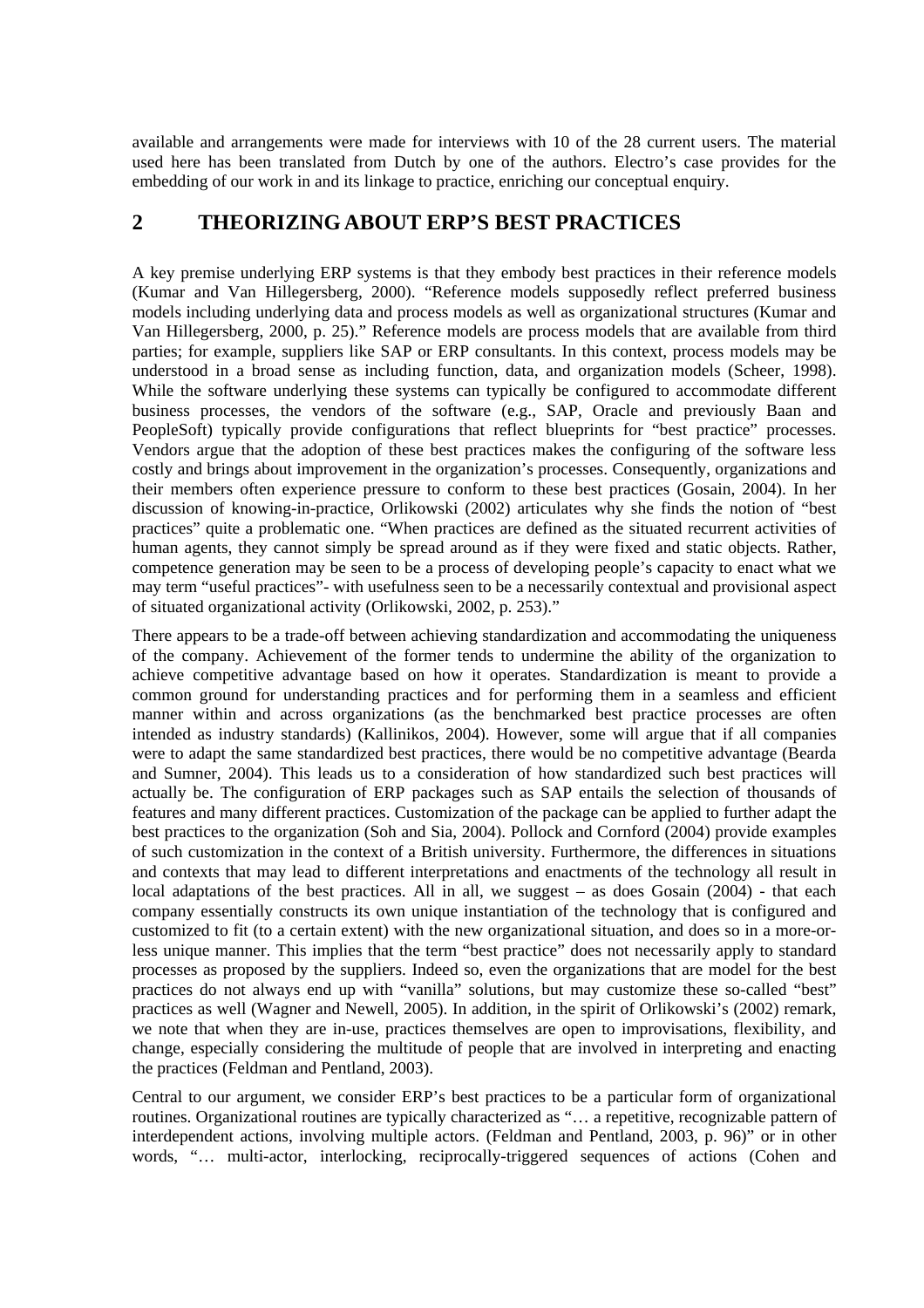available and arrangements were made for interviews with 10 of the 28 current users. The material used here has been translated from Dutch by one of the authors. Electro's case provides for the embedding of our work in and its linkage to practice, enriching our conceptual enquiry.

## 2 THEORIZING ABOUT ERP'S BEST PRACTICES

A key premise underlying ERP systems is that they embody best practices in their reference models (Kumar and Van Hillegersberg, 2000). "Reference models supposedly reflect preferred business models including underlying data and process models as well as organizational structures (Kumar and Van Hillegersberg, 2000, p. 25)." Reference models are process models that are available from third parties; for example, suppliers like SAP or ERP consultants. In this context, process models may be understood in a broad sense as including function, data, and organization models (Scheer, 1998). While the software underlying these systems can typically be configured to accommodate different business processes, the vendors of the software (e.g., SAP, Oracle and previously Baan and PeopleSoft) typically provide configurations that reflect blueprints for "best practice" processes. Vendors argue that the adoption of these best practices makes the configuring of the software less costly and brings about improvement in the organization's processes. Consequently, organizations and their members often experience pressure to conform to these best practices (Gosain, 2004). In her discussion of knowing-in-practice, Orlikowski (2002) articulates why she finds the notion of "best practices" quite a problematic one. "When practices are defined as the situated recurrent activities of human agents, they cannot simply be spread around as if they were fixed and static objects. Rather, competence generation may be seen to be a process of developing people's capacity to enact what we may term "useful practices"- with usefulness seen to be a necessarily contextual and provisional aspect of situated organizational activity (Orlikowski, 2002, p. 253)."

There appears to be a trade-off between achieving standardization and accommodating the uniqueness of the company. Achievement of the former tends to undermine the ability of the organization to achieve competitive advantage based on how it operates. Standardization is meant to provide a common ground for understanding practices and for performing them in a seamless and efficient manner within and across organizations (as the benchmarked best practice processes are often intended as industry standards) (Kallinikos, 2004). However, some will argue that if all companies were to adapt the same standardized best practices, there would be no competitive advantage (Bearda and Sumner, 2004). This leads us to a consideration of how standardized such best practices will actually be. The configuration of ERP packages such as SAP entails the selection of thousands of features and many different practices. Customization of the package can be applied to further adapt the best practices to the organization (Soh and Sia, 2004). Pollock and Cornford (2004) provide examples of such customization in the context of a British university. Furthermore, the differences in situations and contexts that may lead to different interpretations and enactments of the technology all result in local adaptations of the best practices. All in all, we suggest – as does Gosain (2004) - that each company essentially constructs its own unique instantiation of the technology that is configured and customized to fit (to a certain extent) with the new organizational situation, and does so in a more-or-less unique manner. This implies that the term "best practice" does not necessarily apply to standard processes as proposed by the suppliers. Indeed so, even the organizations that are model for the best practices do not always end up with "vanilla" solutions, but may customize these so-called "best" practices as well (Wagner and Newell, 2005). In addition, in the spirit of Orlikowski's (2002) remark, we note that when they are in-use, practices themselves are open to improvisations, flexibility, and change, especially considering the multitude of people that are involved in interpreting and enacting the practices (Feldman and Pentland, 2003).

Central to our argument, we consider ERP's best practices to be a particular form of organizational routines. Organizational routines are typically characterized as "… a repetitive, recognizable pattern of interdependent actions, involving multiple actors. (Feldman and Pentland, 2003, p. 96)" or in other words, "… multi-actor, interlocking, reciprocally-triggered sequences of actions (Cohen and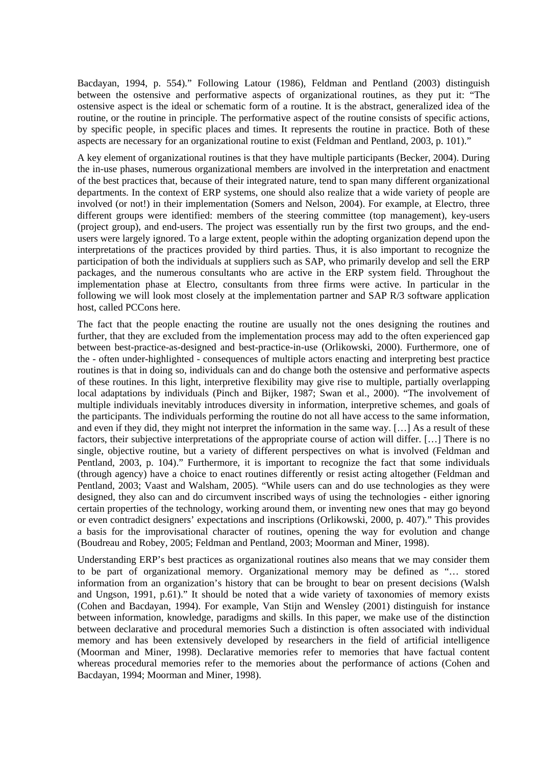Bacdayan, 1994, p. 554)." Following Latour (1986), Feldman and Pentland (2003) distinguish between the ostensive and performative aspects of organizational routines, as they put it: "The ostensive aspect is the ideal or schematic form of a routine. It is the abstract, generalized idea of the routine, or the routine in principle. The performative aspect of the routine consists of specific actions, by specific people, in specific places and times. It represents the routine in practice. Both of these aspects are necessary for an organizational routine to exist (Feldman and Pentland, 2003, p. 101)."

A key element of organizational routines is that they have multiple participants (Becker, 2004). During the in-use phases, numerous organizational members are involved in the interpretation and enactment of the best practices that, because of their integrated nature, tend to span many different organizational departments. In the context of ERP systems, one should also realize that a wide variety of people are involved (or not!) in their implementation (Somers and Nelson, 2004). For example, at Electro, three different groups were identified: members of the steering committee (top management), key-users (project group), and end-users. The project was essentially run by the first two groups, and the end-users were largely ignored. To a large extent, people within the adopting organization depend upon the interpretations of the practices provided by third parties. Thus, it is also important to recognize the participation of both the individuals at suppliers such as SAP, who primarily develop and sell the ERP packages, and the numerous consultants who are active in the ERP system field. Throughout the implementation phase at Electro, consultants from three firms were active. In particular in the following we will look most closely at the implementation partner and SAP R/3 software application host, called PCCons here.

The fact that the people enacting the routine are usually not the ones designing the routines and further, that they are excluded from the implementation process may add to the often experienced gap between best-practice-as-designed and best-practice-in-use (Orlikowski, 2000). Furthermore, one of the - often under-highlighted - consequences of multiple actors enacting and interpreting best practice routines is that in doing so, individuals can and do change both the ostensive and performative aspects of these routines. In this light, interpretive flexibility may give rise to multiple, partially overlapping local adaptations by individuals (Pinch and Bijker, 1987; Swan et al., 2000). "The involvement of multiple individuals inevitably introduces diversity in information, interpretive schemes, and goals of the participants. The individuals performing the routine do not all have access to the same information, and even if they did, they might not interpret the information in the same way. […] As a result of these factors, their subjective interpretations of the appropriate course of action will differ. […] There is no single, objective routine, but a variety of different perspectives on what is involved (Feldman and Pentland, 2003, p. 104)." Furthermore, it is important to recognize the fact that some individuals (through agency) have a choice to enact routines differently or resist acting altogether (Feldman and Pentland, 2003; Vaast and Walsham, 2005). "While users can and do use technologies as they were designed, they also can and do circumvent inscribed ways of using the technologies - either ignoring certain properties of the technology, working around them, or inventing new ones that may go beyond or even contradict designers' expectations and inscriptions (Orlikowski, 2000, p. 407)." This provides a basis for the improvisational character of routines, opening the way for evolution and change (Boudreau and Robey, 2005; Feldman and Pentland, 2003; Moorman and Miner, 1998).

Understanding ERP's best practices as organizational routines also means that we may consider them to be part of organizational memory. Organizational memory may be defined as "… stored information from an organization's history that can be brought to bear on present decisions (Walsh and Ungson, 1991, p.61)." It should be noted that a wide variety of taxonomies of memory exists (Cohen and Bacdayan, 1994). For example, Van Stijn and Wensley (2001) distinguish for instance between information, knowledge, paradigms and skills. In this paper, we make use of the distinction between declarative and procedural memories Such a distinction is often associated with individual memory and has been extensively developed by researchers in the field of artificial intelligence (Moorman and Miner, 1998). Declarative memories refer to memories that have factual content whereas procedural memories refer to the memories about the performance of actions (Cohen and Bacdayan, 1994; Moorman and Miner, 1998).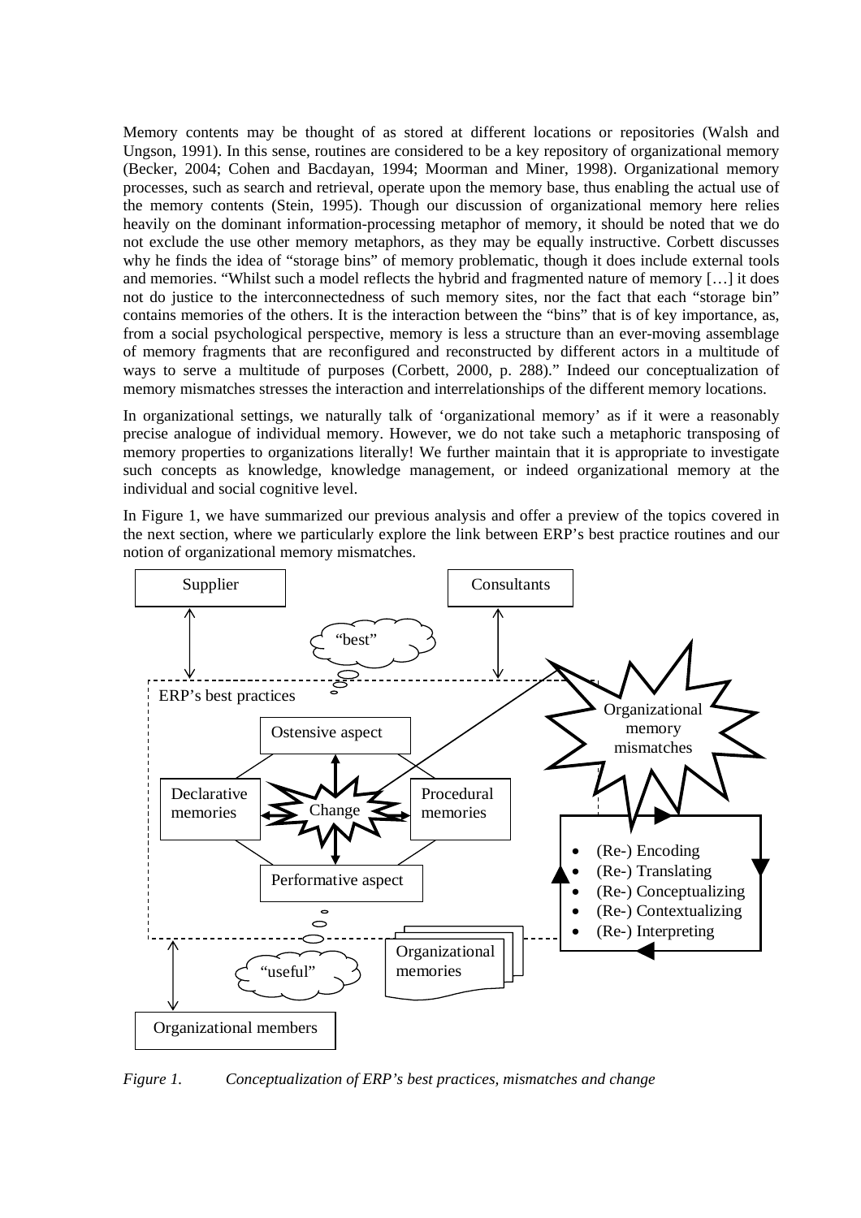Memory contents may be thought of as stored at different locations or repositories (Walsh and Ungson, 1991). In this sense, routines are considered to be a key repository of organizational memory (Becker, 2004; Cohen and Bacdayan, 1994; Moorman and Miner, 1998). Organizational memory processes, such as search and retrieval, operate upon the memory base, thus enabling the actual use of the memory contents (Stein, 1995). Though our discussion of organizational memory here relies heavily on the dominant information-processing metaphor of memory, it should be noted that we do not exclude the use other memory metaphors, as they may be equally instructive. Corbett discusses why he finds the idea of "storage bins" of memory problematic, though it does include external tools and memories. "Whilst such a model reflects the hybrid and fragmented nature of memory […] it does not do justice to the interconnectedness of such memory sites, nor the fact that each "storage bin" contains memories of the others. It is the interaction between the "bins" that is of key importance, as, from a social psychological perspective, memory is less a structure than an ever-moving assemblage of memory fragments that are reconfigured and reconstructed by different actors in a multitude of ways to serve a multitude of purposes (Corbett, 2000, p. 288)." Indeed our conceptualization of memory mismatches stresses the interaction and interrelationships of the different memory locations.

In organizational settings, we naturally talk of 'organizational memory' as if it were a reasonably precise analogue of individual memory. However, we do not take such a metaphoric transposing of memory properties to organizations literally! We further maintain that it is appropriate to investigate such concepts as knowledge, knowledge management, or indeed organizational memory at the individual and social cognitive level.

In Figure 1, we have summarized our previous analysis and offer a preview of the topics covered in the next section, where we particularly explore the link between ERP's best practice routines and our notion of organizational memory mismatches.

Supplier

Consultants

"best"

ERP's best practices

Organizational memory mismatches

Ostensive aspect

Declarative memories

Change

Procedural memories

Performative aspect

- (Re-) Encoding
- (Re-) Translating
- (Re-) Conceptualizing
- (Re-) Contextualizing
- (Re-) Interpreting

Organizational memories

"useful"

Organizational members

*Figure 1. Conceptualization of ERP's best practices, mismatches and change*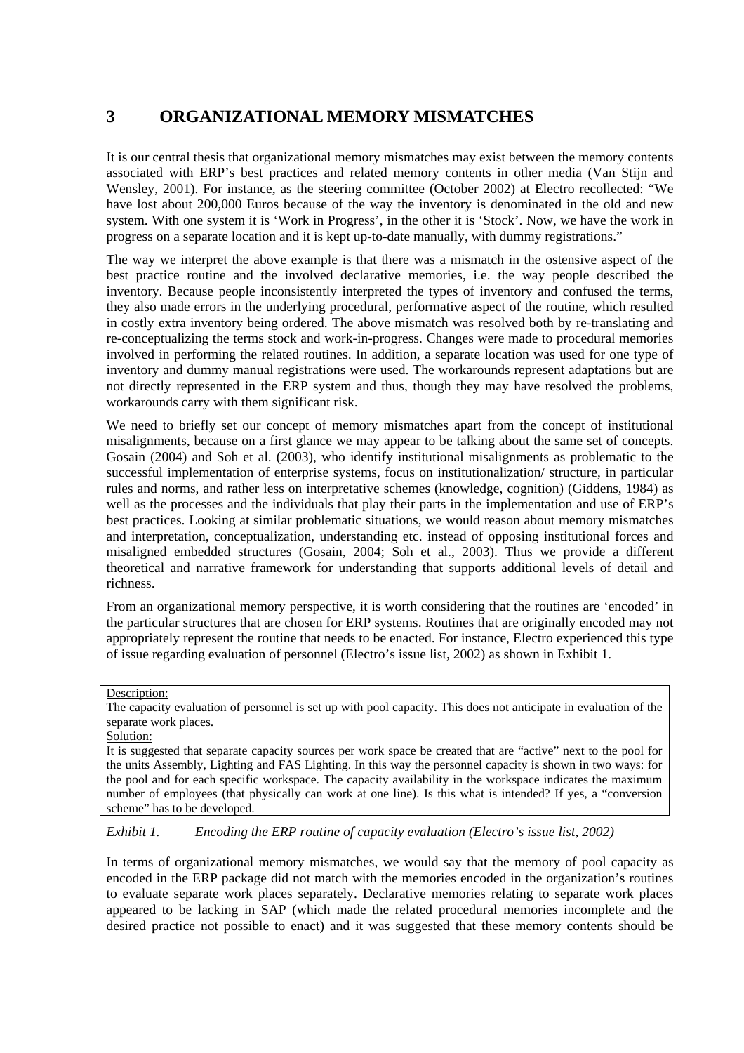## 3 ORGANIZATIONAL MEMORY MISMATCHES

It is our central thesis that organizational memory mismatches may exist between the memory contents associated with ERP's best practices and related memory contents in other media (Van Stijn and Wensley, 2001). For instance, as the steering committee (October 2002) at Electro recollected: "We have lost about 200,000 Euros because of the way the inventory is denominated in the old and new system. With one system it is 'Work in Progress', in the other it is 'Stock'. Now, we have the work in progress on a separate location and it is kept up-to-date manually, with dummy registrations."

The way we interpret the above example is that there was a mismatch in the ostensive aspect of the best practice routine and the involved declarative memories, i.e. the way people described the inventory. Because people inconsistently interpreted the types of inventory and confused the terms, they also made errors in the underlying procedural, performative aspect of the routine, which resulted in costly extra inventory being ordered. The above mismatch was resolved both by re-translating and re-conceptualizing the terms stock and work-in-progress. Changes were made to procedural memories involved in performing the related routines. In addition, a separate location was used for one type of inventory and dummy manual registrations were used. The workarounds represent adaptations but are not directly represented in the ERP system and thus, though they may have resolved the problems, workarounds carry with them significant risk.

We need to briefly set our concept of memory mismatches apart from the concept of institutional misalignments, because on a first glance we may appear to be talking about the same set of concepts. Gosain (2004) and Soh et al. (2003), who identify institutional misalignments as problematic to the successful implementation of enterprise systems, focus on institutionalization/ structure, in particular rules and norms, and rather less on interpretative schemes (knowledge, cognition) (Giddens, 1984) as well as the processes and the individuals that play their parts in the implementation and use of ERP's best practices. Looking at similar problematic situations, we would reason about memory mismatches and interpretation, conceptualization, understanding etc. instead of opposing institutional forces and misaligned embedded structures (Gosain, 2004; Soh et al., 2003). Thus we provide a different theoretical and narrative framework for understanding that supports additional levels of detail and richness.

From an organizational memory perspective, it is worth considering that the routines are 'encoded' in the particular structures that are chosen for ERP systems. Routines that are originally encoded may not appropriately represent the routine that needs to be enacted. For instance, Electro experienced this type of issue regarding evaluation of personnel (Electro's issue list, 2002) as shown in Exhibit 1.

> Description:
> The capacity evaluation of personnel is set up with pool capacity. This does not anticipate in evaluation of the separate work places.
> Solution:
> It is suggested that separate capacity sources per work space be created that are "active" next to the pool for the units Assembly, Lighting and FAS Lighting. In this way the personnel capacity is shown in two ways: for the pool and for each specific workspace. The capacity availability in the workspace indicates the maximum number of employees (that physically can work at one line). Is this what is intended? If yes, a "conversion scheme" has to be developed.

*Exhibit 1. Encoding the ERP routine of capacity evaluation (Electro's issue list, 2002)*

In terms of organizational memory mismatches, we would say that the memory of pool capacity as encoded in the ERP package did not match with the memories encoded in the organization's routines to evaluate separate work places separately. Declarative memories relating to separate work places appeared to be lacking in SAP (which made the related procedural memories incomplete and the desired practice not possible to enact) and it was suggested that these memory contents should be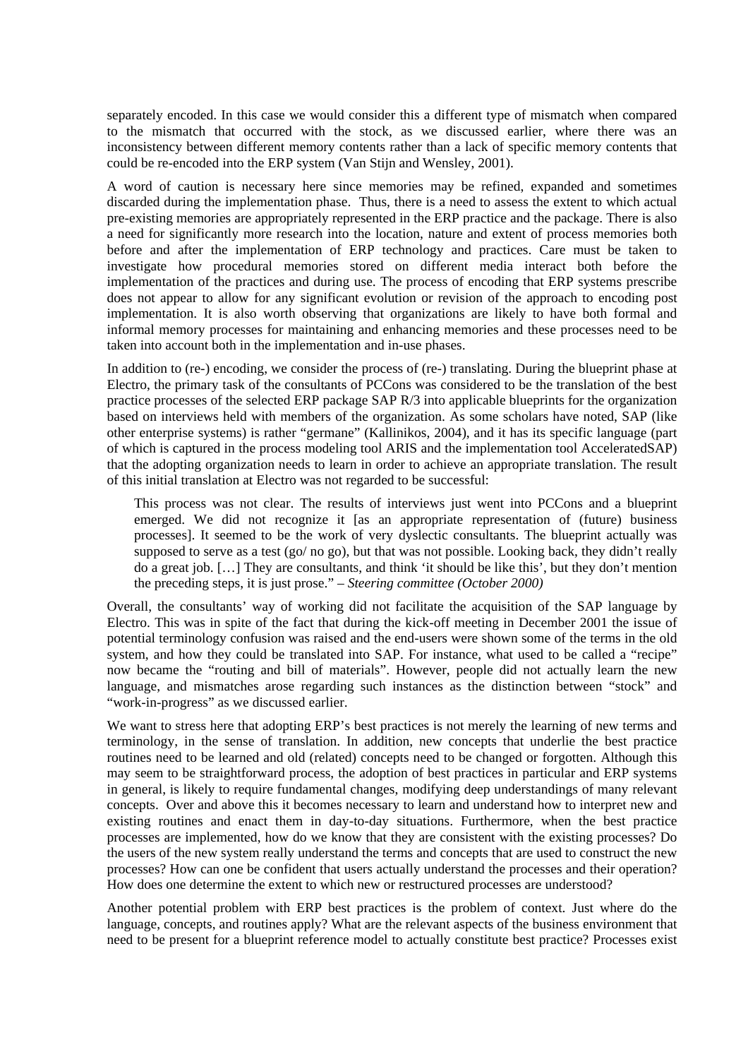separately encoded. In this case we would consider this a different type of mismatch when compared to the mismatch that occurred with the stock, as we discussed earlier, where there was an inconsistency between different memory contents rather than a lack of specific memory contents that could be re-encoded into the ERP system (Van Stijn and Wensley, 2001).

A word of caution is necessary here since memories may be refined, expanded and sometimes discarded during the implementation phase. Thus, there is a need to assess the extent to which actual pre-existing memories are appropriately represented in the ERP practice and the package. There is also a need for significantly more research into the location, nature and extent of process memories both before and after the implementation of ERP technology and practices. Care must be taken to investigate how procedural memories stored on different media interact both before the implementation of the practices and during use. The process of encoding that ERP systems prescribe does not appear to allow for any significant evolution or revision of the approach to encoding post implementation. It is also worth observing that organizations are likely to have both formal and informal memory processes for maintaining and enhancing memories and these processes need to be taken into account both in the implementation and in-use phases.

In addition to (re-) encoding, we consider the process of (re-) translating. During the blueprint phase at Electro, the primary task of the consultants of PCCons was considered to be the translation of the best practice processes of the selected ERP package SAP R/3 into applicable blueprints for the organization based on interviews held with members of the organization. As some scholars have noted, SAP (like other enterprise systems) is rather "germane" (Kallinikos, 2004), and it has its specific language (part of which is captured in the process modeling tool ARIS and the implementation tool AcceleratedSAP) that the adopting organization needs to learn in order to achieve an appropriate translation. The result of this initial translation at Electro was not regarded to be successful:

> This process was not clear. The results of interviews just went into PCCons and a blueprint emerged. We did not recognize it [as an appropriate representation of (future) business processes]. It seemed to be the work of very dyslectic consultants. The blueprint actually was supposed to serve as a test (go/ no go), but that was not possible. Looking back, they didn't really do a great job. […] They are consultants, and think 'it should be like this', but they don't mention the preceding steps, it is just prose." – *Steering committee (October 2000)*

Overall, the consultants' way of working did not facilitate the acquisition of the SAP language by Electro. This was in spite of the fact that during the kick-off meeting in December 2001 the issue of potential terminology confusion was raised and the end-users were shown some of the terms in the old system, and how they could be translated into SAP. For instance, what used to be called a "recipe" now became the "routing and bill of materials". However, people did not actually learn the new language, and mismatches arose regarding such instances as the distinction between "stock" and "work-in-progress" as we discussed earlier.

We want to stress here that adopting ERP's best practices is not merely the learning of new terms and terminology, in the sense of translation. In addition, new concepts that underlie the best practice routines need to be learned and old (related) concepts need to be changed or forgotten. Although this may seem to be straightforward process, the adoption of best practices in particular and ERP systems in general, is likely to require fundamental changes, modifying deep understandings of many relevant concepts. Over and above this it becomes necessary to learn and understand how to interpret new and existing routines and enact them in day-to-day situations. Furthermore, when the best practice processes are implemented, how do we know that they are consistent with the existing processes? Do the users of the new system really understand the terms and concepts that are used to construct the new processes? How can one be confident that users actually understand the processes and their operation? How does one determine the extent to which new or restructured processes are understood?

Another potential problem with ERP best practices is the problem of context. Just where do the language, concepts, and routines apply? What are the relevant aspects of the business environment that need to be present for a blueprint reference model to actually constitute best practice? Processes exist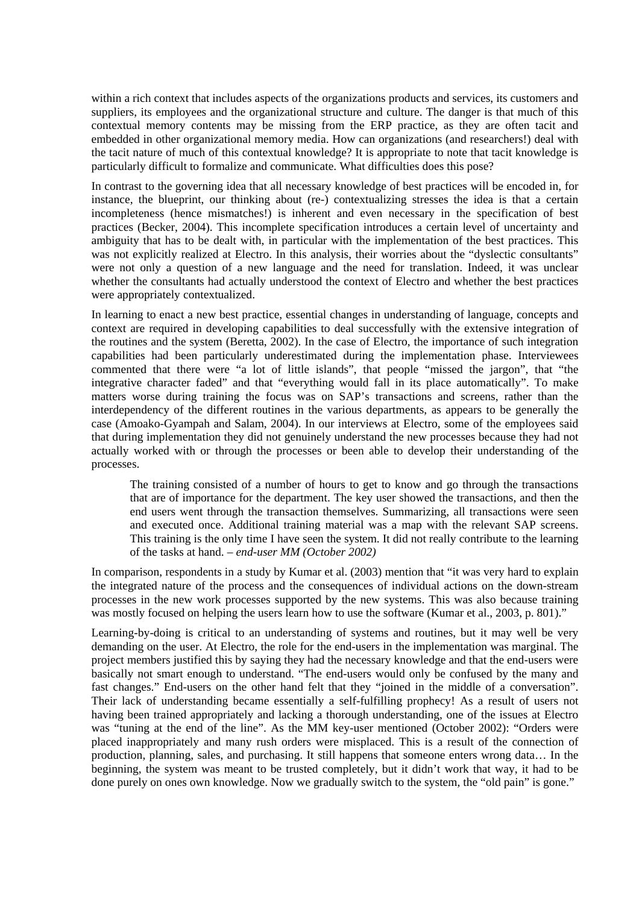within a rich context that includes aspects of the organizations products and services, its customers and suppliers, its employees and the organizational structure and culture. The danger is that much of this contextual memory contents may be missing from the ERP practice, as they are often tacit and embedded in other organizational memory media. How can organizations (and researchers!) deal with the tacit nature of much of this contextual knowledge? It is appropriate to note that tacit knowledge is particularly difficult to formalize and communicate. What difficulties does this pose?

In contrast to the governing idea that all necessary knowledge of best practices will be encoded in, for instance, the blueprint, our thinking about (re-) contextualizing stresses the idea is that a certain incompleteness (hence mismatches!) is inherent and even necessary in the specification of best practices (Becker, 2004). This incomplete specification introduces a certain level of uncertainty and ambiguity that has to be dealt with, in particular with the implementation of the best practices. This was not explicitly realized at Electro. In this analysis, their worries about the "dyslectic consultants" were not only a question of a new language and the need for translation. Indeed, it was unclear whether the consultants had actually understood the context of Electro and whether the best practices were appropriately contextualized.

In learning to enact a new best practice, essential changes in understanding of language, concepts and context are required in developing capabilities to deal successfully with the extensive integration of the routines and the system (Beretta, 2002). In the case of Electro, the importance of such integration capabilities had been particularly underestimated during the implementation phase. Interviewees commented that there were "a lot of little islands", that people "missed the jargon", that "the integrative character faded" and that "everything would fall in its place automatically". To make matters worse during training the focus was on SAP's transactions and screens, rather than the interdependency of the different routines in the various departments, as appears to be generally the case (Amoako-Gyampah and Salam, 2004). In our interviews at Electro, some of the employees said that during implementation they did not genuinely understand the new processes because they had not actually worked with or through the processes or been able to develop their understanding of the processes.

> The training consisted of a number of hours to get to know and go through the transactions that are of importance for the department. The key user showed the transactions, and then the end users went through the transaction themselves. Summarizing, all transactions were seen and executed once. Additional training material was a map with the relevant SAP screens. This training is the only time I have seen the system. It did not really contribute to the learning of the tasks at hand. – *end-user MM (October 2002)*

In comparison, respondents in a study by Kumar et al. (2003) mention that "it was very hard to explain the integrated nature of the process and the consequences of individual actions on the down-stream processes in the new work processes supported by the new systems. This was also because training was mostly focused on helping the users learn how to use the software (Kumar et al., 2003, p. 801)."

Learning-by-doing is critical to an understanding of systems and routines, but it may well be very demanding on the user. At Electro, the role for the end-users in the implementation was marginal. The project members justified this by saying they had the necessary knowledge and that the end-users were basically not smart enough to understand. "The end-users would only be confused by the many and fast changes." End-users on the other hand felt that they "joined in the middle of a conversation". Their lack of understanding became essentially a self-fulfilling prophecy! As a result of users not having been trained appropriately and lacking a thorough understanding, one of the issues at Electro was "tuning at the end of the line". As the MM key-user mentioned (October 2002): "Orders were placed inappropriately and many rush orders were misplaced. This is a result of the connection of production, planning, sales, and purchasing. It still happens that someone enters wrong data… In the beginning, the system was meant to be trusted completely, but it didn't work that way, it had to be done purely on ones own knowledge. Now we gradually switch to the system, the "old pain" is gone."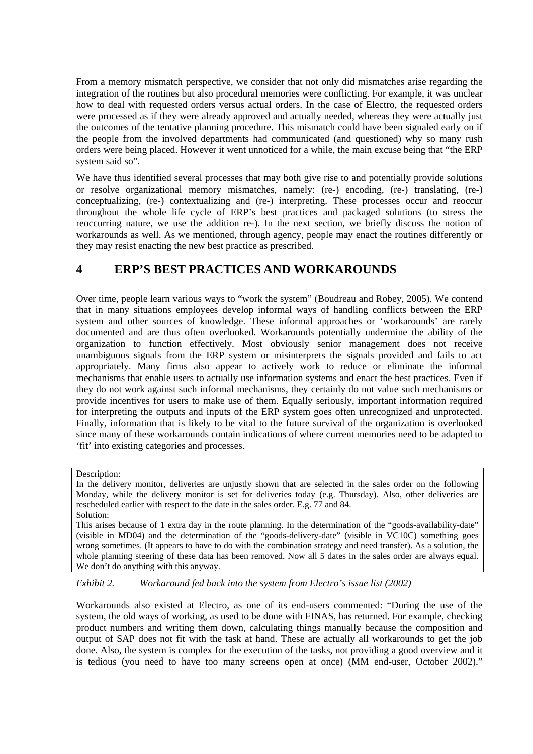From a memory mismatch perspective, we consider that not only did mismatches arise regarding the integration of the routines but also procedural memories were conflicting. For example, it was unclear how to deal with requested orders versus actual orders. In the case of Electro, the requested orders were processed as if they were already approved and actually needed, whereas they were actually just the outcomes of the tentative planning procedure. This mismatch could have been signaled early on if the people from the involved departments had communicated (and questioned) why so many rush orders were being placed. However it went unnoticed for a while, the main excuse being that "the ERP system said so".

We have thus identified several processes that may both give rise to and potentially provide solutions or resolve organizational memory mismatches, namely: (re-) encoding, (re-) translating, (re-) conceptualizing, (re-) contextualizing and (re-) interpreting. These processes occur and reoccur throughout the whole life cycle of ERP's best practices and packaged solutions (to stress the reoccurring nature, we use the addition re-). In the next section, we briefly discuss the notion of workarounds as well. As we mentioned, through agency, people may enact the routines differently or they may resist enacting the new best practice as prescribed.

# 4 ERP'S BEST PRACTICES AND WORKAROUNDS

Over time, people learn various ways to "work the system" (Boudreau and Robey, 2005). We contend that in many situations employees develop informal ways of handling conflicts between the ERP system and other sources of knowledge. These informal approaches or 'workarounds' are rarely documented and are thus often overlooked. Workarounds potentially undermine the ability of the organization to function effectively. Most obviously senior management does not receive unambiguous signals from the ERP system or misinterprets the signals provided and fails to act appropriately. Many firms also appear to actively work to reduce or eliminate the informal mechanisms that enable users to actually use information systems and enact the best practices. Even if they do not work against such informal mechanisms, they certainly do not value such mechanisms or provide incentives for users to make use of them. Equally seriously, important information required for interpreting the outputs and inputs of the ERP system goes often unrecognized and unprotected. Finally, information that is likely to be vital to the future survival of the organization is overlooked since many of these workarounds contain indications of where current memories need to be adapted to 'fit' into existing categories and processes.

> Description:
> In the delivery monitor, deliveries are unjustly shown that are selected in the sales order on the following Monday, while the delivery monitor is set for deliveries today (e.g. Thursday). Also, other deliveries are rescheduled earlier with respect to the date in the sales order. E.g. 77 and 84.
> Solution:
> This arises because of 1 extra day in the route planning. In the determination of the "goods-availability-date" (visible in MD04) and the determination of the "goods-delivery-date" (visible in VC10C) something goes wrong sometimes. (It appears to have to do with the combination strategy and need transfer). As a solution, the whole planning steering of these data has been removed. Now all 5 dates in the sales order are always equal. We don't do anything with this anyway.

*Exhibit 2. Workaround fed back into the system from Electro's issue list (2002)*

Workarounds also existed at Electro, as one of its end-users commented: "During the use of the system, the old ways of working, as used to be done with FINAS, has returned. For example, checking product numbers and writing them down, calculating things manually because the composition and output of SAP does not fit with the task at hand. These are actually all workarounds to get the job done. Also, the system is complex for the execution of the tasks, not providing a good overview and it is tedious (you need to have too many screens open at once) (MM end-user, October 2002)."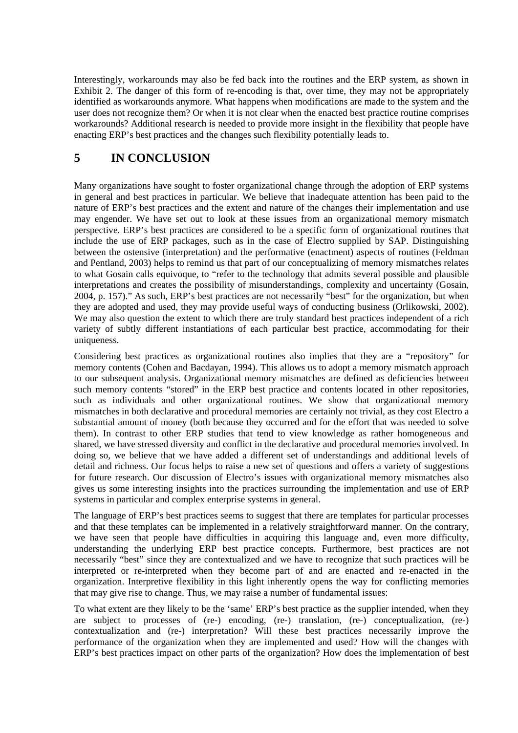Interestingly, workarounds may also be fed back into the routines and the ERP system, as shown in Exhibit 2. The danger of this form of re-encoding is that, over time, they may not be appropriately identified as workarounds anymore. What happens when modifications are made to the system and the user does not recognize them? Or when it is not clear when the enacted best practice routine comprises workarounds? Additional research is needed to provide more insight in the flexibility that people have enacting ERP's best practices and the changes such flexibility potentially leads to.

# 5 IN CONCLUSION

Many organizations have sought to foster organizational change through the adoption of ERP systems in general and best practices in particular. We believe that inadequate attention has been paid to the nature of ERP's best practices and the extent and nature of the changes their implementation and use may engender. We have set out to look at these issues from an organizational memory mismatch perspective. ERP's best practices are considered to be a specific form of organizational routines that include the use of ERP packages, such as in the case of Electro supplied by SAP. Distinguishing between the ostensive (interpretation) and the performative (enactment) aspects of routines (Feldman and Pentland, 2003) helps to remind us that part of our conceptualizing of memory mismatches relates to what Gosain calls equivoque, to "refer to the technology that admits several possible and plausible interpretations and creates the possibility of misunderstandings, complexity and uncertainty (Gosain, 2004, p. 157)." As such, ERP's best practices are not necessarily "best" for the organization, but when they are adopted and used, they may provide useful ways of conducting business (Orlikowski, 2002). We may also question the extent to which there are truly standard best practices independent of a rich variety of subtly different instantiations of each particular best practice, accommodating for their uniqueness.

Considering best practices as organizational routines also implies that they are a "repository" for memory contents (Cohen and Bacdayan, 1994). This allows us to adopt a memory mismatch approach to our subsequent analysis. Organizational memory mismatches are defined as deficiencies between such memory contents "stored" in the ERP best practice and contents located in other repositories, such as individuals and other organizational routines. We show that organizational memory mismatches in both declarative and procedural memories are certainly not trivial, as they cost Electro a substantial amount of money (both because they occurred and for the effort that was needed to solve them). In contrast to other ERP studies that tend to view knowledge as rather homogeneous and shared, we have stressed diversity and conflict in the declarative and procedural memories involved. In doing so, we believe that we have added a different set of understandings and additional levels of detail and richness. Our focus helps to raise a new set of questions and offers a variety of suggestions for future research. Our discussion of Electro's issues with organizational memory mismatches also gives us some interesting insights into the practices surrounding the implementation and use of ERP systems in particular and complex enterprise systems in general.

The language of ERP's best practices seems to suggest that there are templates for particular processes and that these templates can be implemented in a relatively straightforward manner. On the contrary, we have seen that people have difficulties in acquiring this language and, even more difficulty, understanding the underlying ERP best practice concepts. Furthermore, best practices are not necessarily "best" since they are contextualized and we have to recognize that such practices will be interpreted or re-interpreted when they become part of and are enacted and re-enacted in the organization. Interpretive flexibility in this light inherently opens the way for conflicting memories that may give rise to change. Thus, we may raise a number of fundamental issues:

To what extent are they likely to be the 'same' ERP's best practice as the supplier intended, when they are subject to processes of (re-) encoding, (re-) translation, (re-) conceptualization, (re-) contextualization and (re-) interpretation? Will these best practices necessarily improve the performance of the organization when they are implemented and used? How will the changes with ERP's best practices impact on other parts of the organization? How does the implementation of best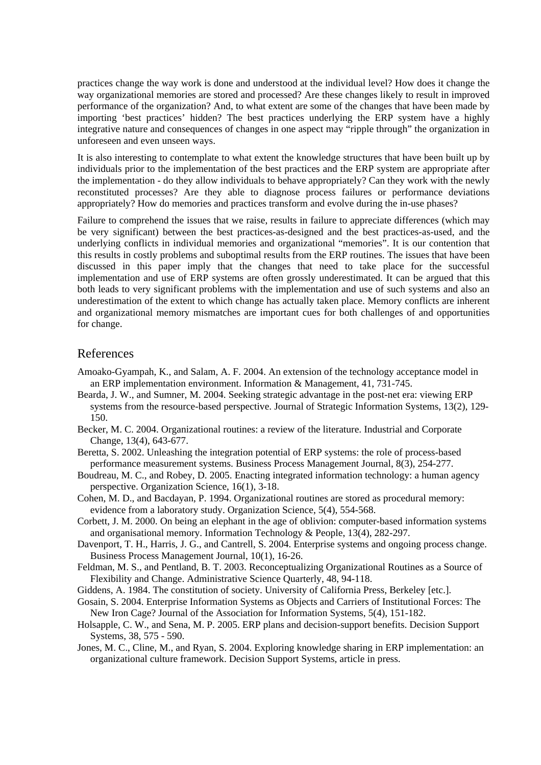practices change the way work is done and understood at the individual level? How does it change the way organizational memories are stored and processed? Are these changes likely to result in improved performance of the organization? And, to what extent are some of the changes that have been made by importing 'best practices' hidden? The best practices underlying the ERP system have a highly integrative nature and consequences of changes in one aspect may "ripple through" the organization in unforeseen and even unseen ways.

It is also interesting to contemplate to what extent the knowledge structures that have been built up by individuals prior to the implementation of the best practices and the ERP system are appropriate after the implementation - do they allow individuals to behave appropriately? Can they work with the newly reconstituted processes? Are they able to diagnose process failures or performance deviations appropriately? How do memories and practices transform and evolve during the in-use phases?

Failure to comprehend the issues that we raise, results in failure to appreciate differences (which may be very significant) between the best practices-as-designed and the best practices-as-used, and the underlying conflicts in individual memories and organizational "memories". It is our contention that this results in costly problems and suboptimal results from the ERP routines. The issues that have been discussed in this paper imply that the changes that need to take place for the successful implementation and use of ERP systems are often grossly underestimated. It can be argued that this both leads to very significant problems with the implementation and use of such systems and also an underestimation of the extent to which change has actually taken place. Memory conflicts are inherent and organizational memory mismatches are important cues for both challenges of and opportunities for change.

## References

Amoako-Gyampah, K., and Salam, A. F. 2004. An extension of the technology acceptance model in an ERP implementation environment. Information & Management, 41, 731-745.

Bearda, J. W., and Sumner, M. 2004. Seeking strategic advantage in the post-net era: viewing ERP systems from the resource-based perspective. Journal of Strategic Information Systems, 13(2), 129-150.

Becker, M. C. 2004. Organizational routines: a review of the literature. Industrial and Corporate Change, 13(4), 643-677.

Beretta, S. 2002. Unleashing the integration potential of ERP systems: the role of process-based performance measurement systems. Business Process Management Journal, 8(3), 254-277.

Boudreau, M. C., and Robey, D. 2005. Enacting integrated information technology: a human agency perspective. Organization Science, 16(1), 3-18.

Cohen, M. D., and Bacdayan, P. 1994. Organizational routines are stored as procedural memory: evidence from a laboratory study. Organization Science, 5(4), 554-568.

Corbett, J. M. 2000. On being an elephant in the age of oblivion: computer-based information systems and organisational memory. Information Technology & People, 13(4), 282-297.

Davenport, T. H., Harris, J. G., and Cantrell, S. 2004. Enterprise systems and ongoing process change. Business Process Management Journal, 10(1), 16-26.

Feldman, M. S., and Pentland, B. T. 2003. Reconceptualizing Organizational Routines as a Source of Flexibility and Change. Administrative Science Quarterly, 48, 94-118.

Giddens, A. 1984. The constitution of society. University of California Press, Berkeley [etc.].

Gosain, S. 2004. Enterprise Information Systems as Objects and Carriers of Institutional Forces: The New Iron Cage? Journal of the Association for Information Systems, 5(4), 151-182.

Holsapple, C. W., and Sena, M. P. 2005. ERP plans and decision-support benefits. Decision Support Systems, 38, 575 - 590.

Jones, M. C., Cline, M., and Ryan, S. 2004. Exploring knowledge sharing in ERP implementation: an organizational culture framework. Decision Support Systems, article in press.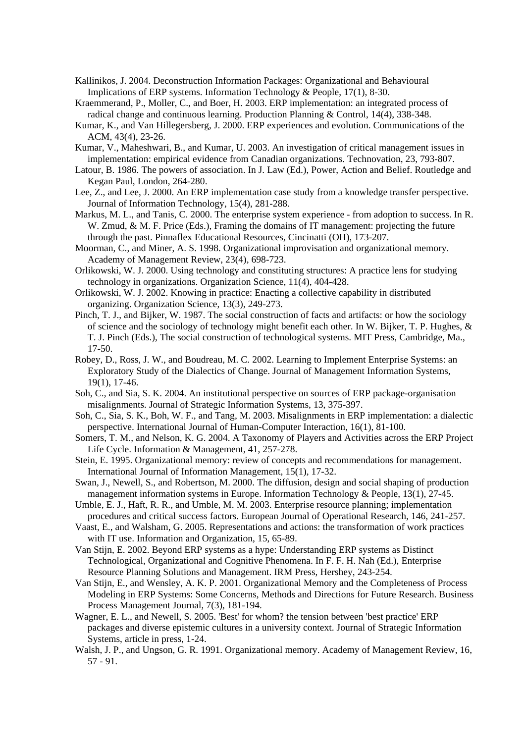Kallinikos, J. 2004. Deconstruction Information Packages: Organizational and Behavioural Implications of ERP systems. Information Technology & People, 17(1), 8-30.

Kraemmerand, P., Moller, C., and Boer, H. 2003. ERP implementation: an integrated process of radical change and continuous learning. Production Planning & Control, 14(4), 338-348.

Kumar, K., and Van Hillegersberg, J. 2000. ERP experiences and evolution. Communications of the ACM, 43(4), 23-26.

Kumar, V., Maheshwari, B., and Kumar, U. 2003. An investigation of critical management issues in implementation: empirical evidence from Canadian organizations. Technovation, 23, 793-807.

Latour, B. 1986. The powers of association. In J. Law (Ed.), Power, Action and Belief. Routledge and Kegan Paul, London, 264-280.

Lee, Z., and Lee, J. 2000. An ERP implementation case study from a knowledge transfer perspective. Journal of Information Technology, 15(4), 281-288.

Markus, M. L., and Tanis, C. 2000. The enterprise system experience - from adoption to success. In R. W. Zmud, & M. F. Price (Eds.), Framing the domains of IT management: projecting the future through the past. Pinnaflex Educational Resources, Cincinatti (OH), 173-207.

Moorman, C., and Miner, A. S. 1998. Organizational improvisation and organizational memory. Academy of Management Review, 23(4), 698-723.

Orlikowski, W. J. 2000. Using technology and constituting structures: A practice lens for studying technology in organizations. Organization Science, 11(4), 404-428.

Orlikowski, W. J. 2002. Knowing in practice: Enacting a collective capability in distributed organizing. Organization Science, 13(3), 249-273.

Pinch, T. J., and Bijker, W. 1987. The social construction of facts and artifacts: or how the sociology of science and the sociology of technology might benefit each other. In W. Bijker, T. P. Hughes, & T. J. Pinch (Eds.), The social construction of technological systems. MIT Press, Cambridge, Ma., 17-50.

Robey, D., Ross, J. W., and Boudreau, M. C. 2002. Learning to Implement Enterprise Systems: an Exploratory Study of the Dialectics of Change. Journal of Management Information Systems, 19(1), 17-46.

Soh, C., and Sia, S. K. 2004. An institutional perspective on sources of ERP package-organisation misalignments. Journal of Strategic Information Systems, 13, 375-397.

Soh, C., Sia, S. K., Boh, W. F., and Tang, M. 2003. Misalignments in ERP implementation: a dialectic perspective. International Journal of Human-Computer Interaction, 16(1), 81-100.

Somers, T. M., and Nelson, K. G. 2004. A Taxonomy of Players and Activities across the ERP Project Life Cycle. Information & Management, 41, 257-278.

Stein, E. 1995. Organizational memory: review of concepts and recommendations for management. International Journal of Information Management, 15(1), 17-32.

Swan, J., Newell, S., and Robertson, M. 2000. The diffusion, design and social shaping of production management information systems in Europe. Information Technology & People, 13(1), 27-45.

Umble, E. J., Haft, R. R., and Umble, M. M. 2003. Enterprise resource planning; implementation procedures and critical success factors. European Journal of Operational Research, 146, 241-257.

Vaast, E., and Walsham, G. 2005. Representations and actions: the transformation of work practices with IT use. Information and Organization, 15, 65-89.

Van Stijn, E. 2002. Beyond ERP systems as a hype: Understanding ERP systems as Distinct Technological, Organizational and Cognitive Phenomena. In F. F. H. Nah (Ed.), Enterprise Resource Planning Solutions and Management. IRM Press, Hershey, 243-254.

Van Stijn, E., and Wensley, A. K. P. 2001. Organizational Memory and the Completeness of Process Modeling in ERP Systems: Some Concerns, Methods and Directions for Future Research. Business Process Management Journal, 7(3), 181-194.

Wagner, E. L., and Newell, S. 2005. 'Best' for whom? the tension between 'best practice' ERP packages and diverse epistemic cultures in a university context. Journal of Strategic Information Systems, article in press, 1-24.

Walsh, J. P., and Ungson, G. R. 1991. Organizational memory. Academy of Management Review, 16, 57 - 91.